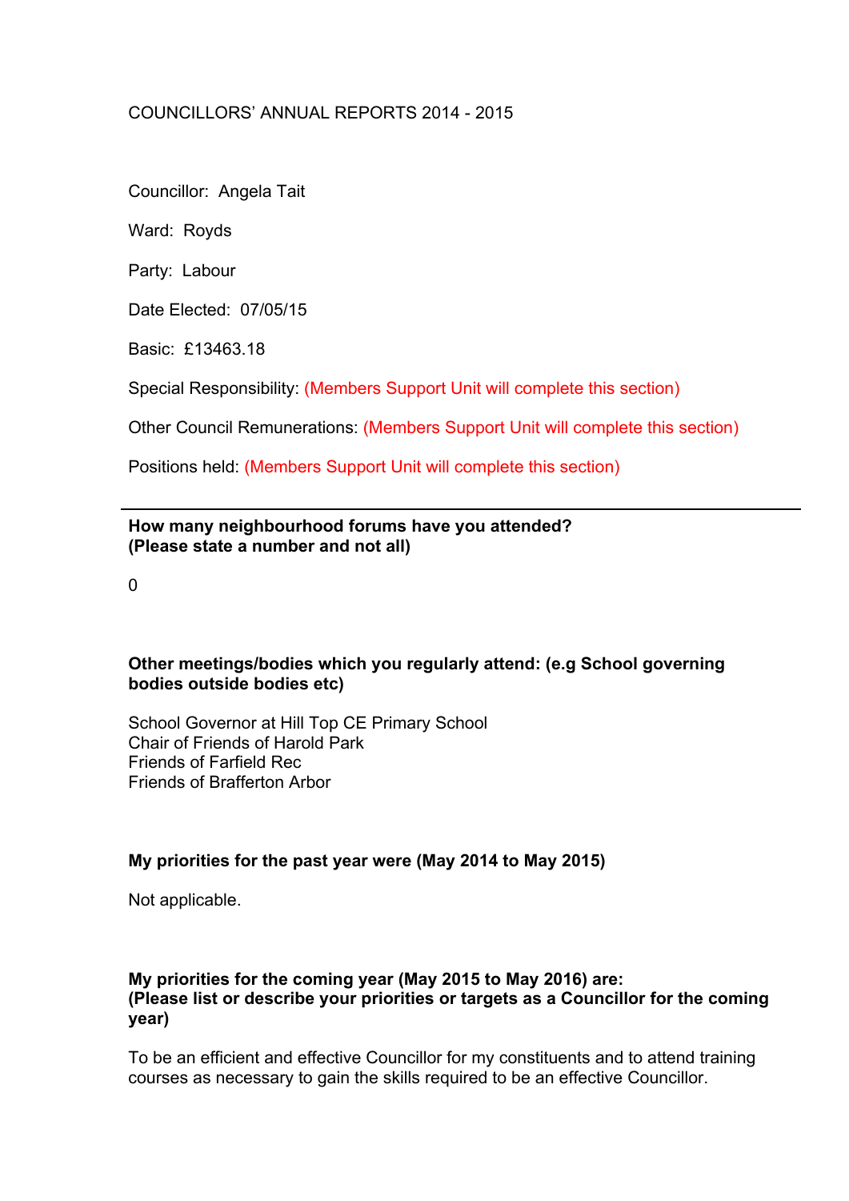COUNCILLORS' ANNUAL REPORTS 2014 - 2015

Councillor: Angela Tait

Ward: Royds

Party: Labour

Date Elected: 07/05/15

Basic: £13463.18

Special Responsibility: (Members Support Unit will complete this section)

Other Council Remunerations: (Members Support Unit will complete this section)

Positions held: (Members Support Unit will complete this section)

---

**How many neighbourhood forums have you attended? (Please state a number and not all)**

0

**Other meetings/bodies which you regularly attend: (e.g School governing bodies outside bodies etc)**

School Governor at Hill Top CE Primary School
Chair of Friends of Harold Park
Friends of Farfield Rec
Friends of Brafferton Arbor

**My priorities for the past year were (May 2014 to May 2015)**

Not applicable.

**My priorities for the coming year (May 2015 to May 2016) are: (Please list or describe your priorities or targets as a Councillor for the coming year)**

To be an efficient and effective Councillor for my constituents and to attend training courses as necessary to gain the skills required to be an effective Councillor.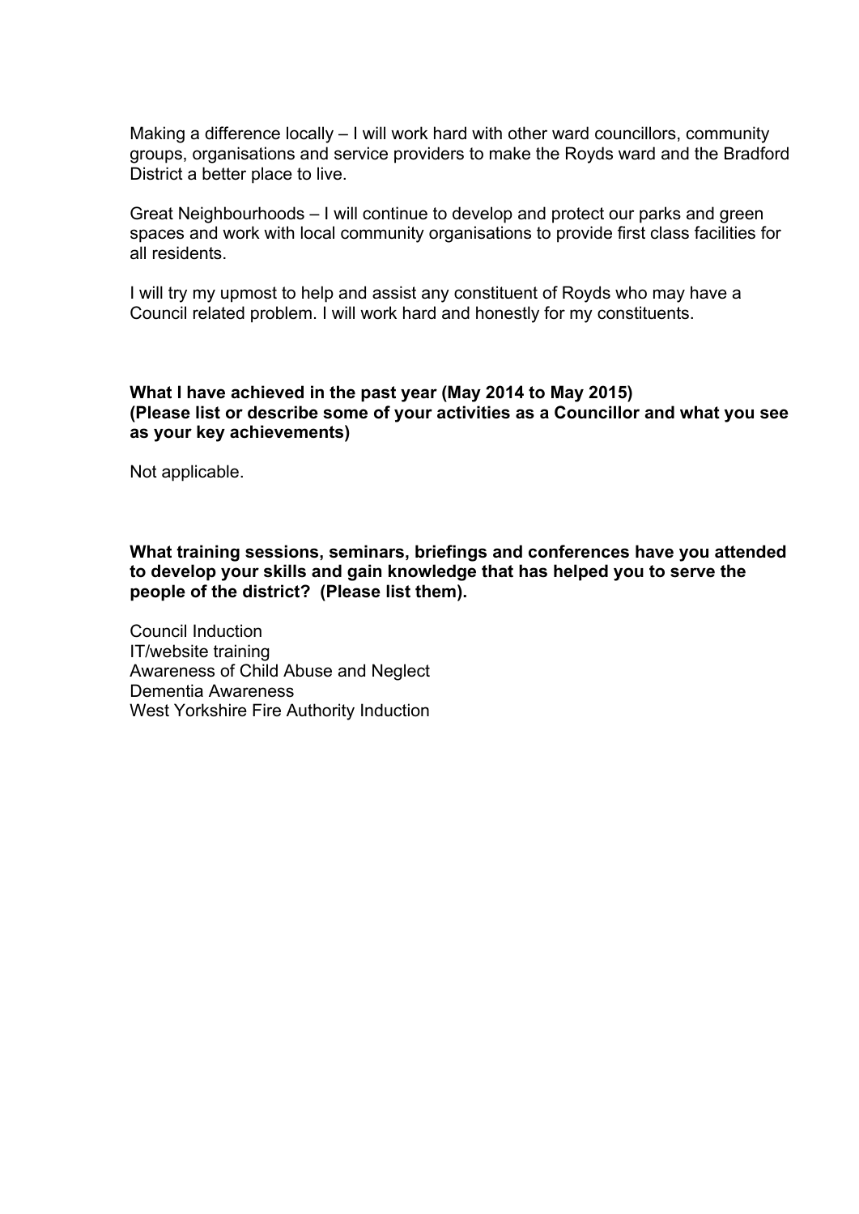Making a difference locally – I will work hard with other ward councillors, community groups, organisations and service providers to make the Royds ward and the Bradford District a better place to live.

Great Neighbourhoods – I will continue to develop and protect our parks and green spaces and work with local community organisations to provide first class facilities for all residents.

I will try my upmost to help and assist any constituent of Royds who may have a Council related problem. I will work hard and honestly for my constituents.

**What I have achieved in the past year (May 2014 to May 2015)**
**(Please list or describe some of your activities as a Councillor and what you see as your key achievements)**

Not applicable.

**What training sessions, seminars, briefings and conferences have you attended to develop your skills and gain knowledge that has helped you to serve the people of the district? (Please list them).**

Council Induction
IT/website training
Awareness of Child Abuse and Neglect
Dementia Awareness
West Yorkshire Fire Authority Induction